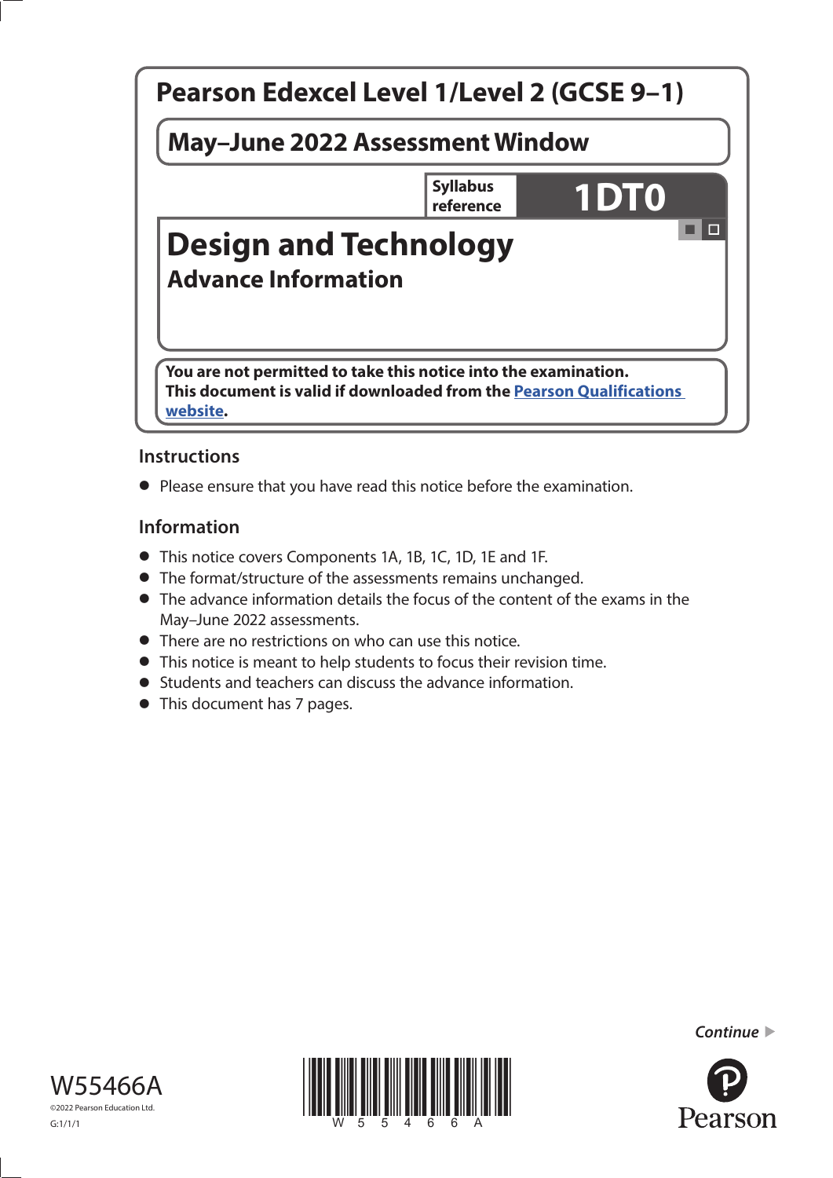# Pearson Edexcel Level 1/Level 2 (GCSE 9–1)

## May–June 2022 Assessment Window

**Syllabus reference** **1DT0**

# Design and Technology

## Advance Information

**You are not permitted to take this notice into the examination.**
**This document is valid if downloaded from the [Pearson Qualifications website](https://qualifications.pearson.com).**

### Instructions

- Please ensure that you have read this notice before the examination.

### Information

- This notice covers Components 1A, 1B, 1C, 1D, 1E and 1F.
- The format/structure of the assessments remains unchanged.
- The advance information details the focus of the content of the exams in the May–June 2022 assessments.
- There are no restrictions on who can use this notice.
- This notice is meant to help students to focus their revision time.
- Students and teachers can discuss the advance information.
- This document has 7 pages.

*Continue* ▶

W55466A
©2022 Pearson Education Ltd.
G:1/1/1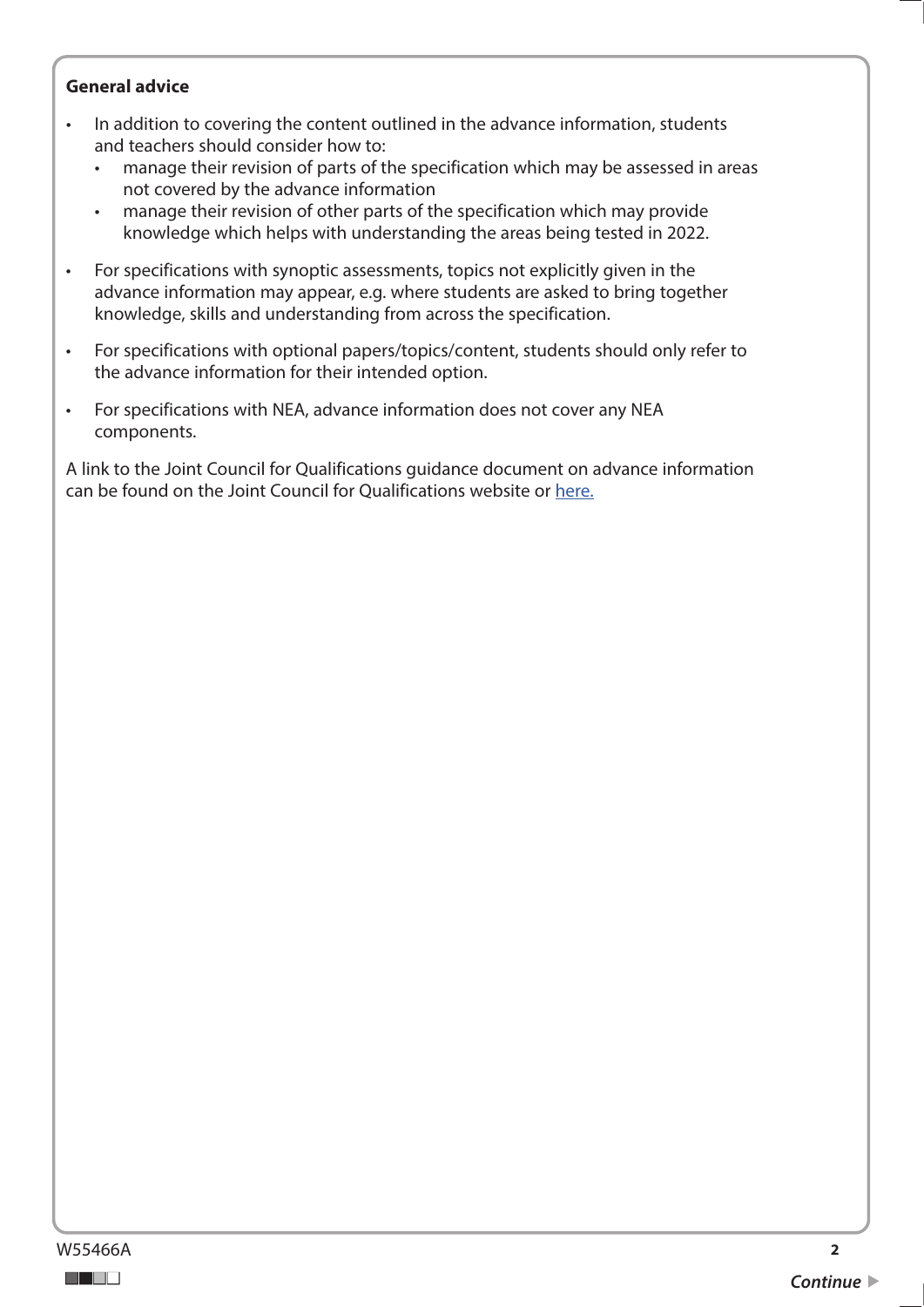**General advice**

- In addition to covering the content outlined in the advance information, students and teachers should consider how to:
  - manage their revision of parts of the specification which may be assessed in areas not covered by the advance information
  - manage their revision of other parts of the specification which may provide knowledge which helps with understanding the areas being tested in 2022.
- For specifications with synoptic assessments, topics not explicitly given in the advance information may appear, e.g. where students are asked to bring together knowledge, skills and understanding from across the specification.
- For specifications with optional papers/topics/content, students should only refer to the advance information for their intended option.
- For specifications with NEA, advance information does not cover any NEA components.

A link to the Joint Council for Qualifications guidance document on advance information can be found on the Joint Council for Qualifications website or here.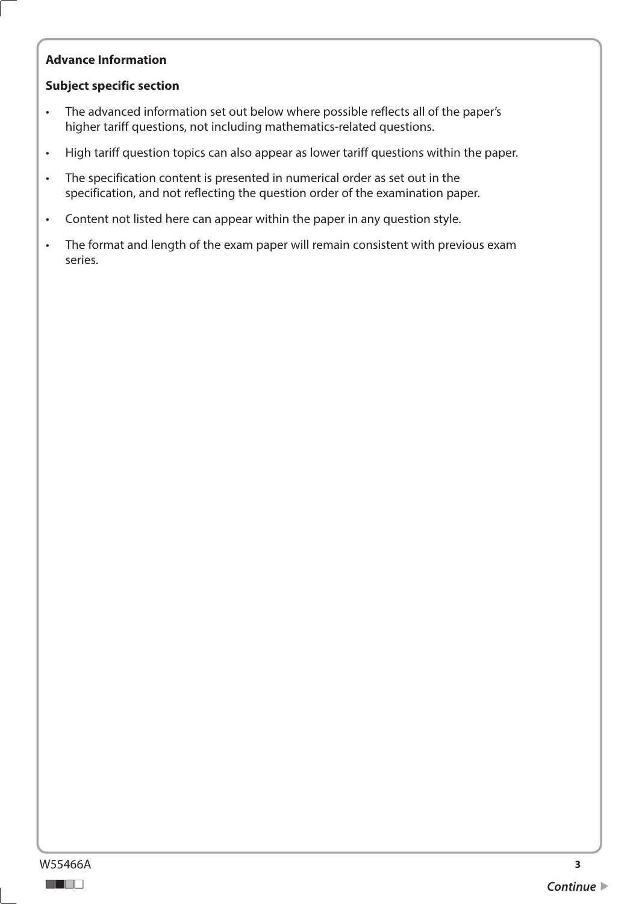**Advance Information**

**Subject specific section**

- The advanced information set out below where possible reflects all of the paper's higher tariff questions, not including mathematics-related questions.
- High tariff question topics can also appear as lower tariff questions within the paper.
- The specification content is presented in numerical order as set out in the specification, and not reflecting the question order of the examination paper.
- Content not listed here can appear within the paper in any question style.
- The format and length of the exam paper will remain consistent with previous exam series.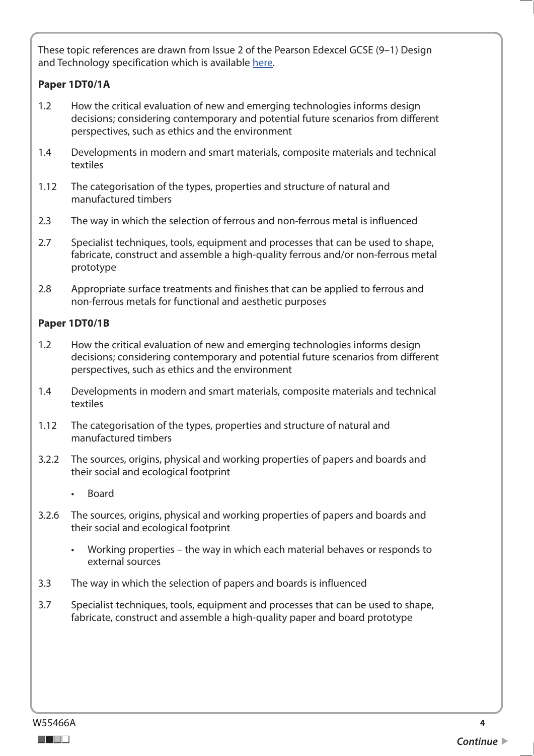These topic references are drawn from Issue 2 of the Pearson Edexcel GCSE (9–1) Design and Technology specification which is available here.

**Paper 1DT0/1A**

1.2 How the critical evaluation of new and emerging technologies informs design decisions; considering contemporary and potential future scenarios from different perspectives, such as ethics and the environment

1.4 Developments in modern and smart materials, composite materials and technical textiles

1.12 The categorisation of the types, properties and structure of natural and manufactured timbers

2.3 The way in which the selection of ferrous and non-ferrous metal is influenced

2.7 Specialist techniques, tools, equipment and processes that can be used to shape, fabricate, construct and assemble a high-quality ferrous and/or non-ferrous metal prototype

2.8 Appropriate surface treatments and finishes that can be applied to ferrous and non-ferrous metals for functional and aesthetic purposes

**Paper 1DT0/1B**

1.2 How the critical evaluation of new and emerging technologies informs design decisions; considering contemporary and potential future scenarios from different perspectives, such as ethics and the environment

1.4 Developments in modern and smart materials, composite materials and technical textiles

1.12 The categorisation of the types, properties and structure of natural and manufactured timbers

3.2.2 The sources, origins, physical and working properties of papers and boards and their social and ecological footprint

- Board

3.2.6 The sources, origins, physical and working properties of papers and boards and their social and ecological footprint

- Working properties – the way in which each material behaves or responds to external sources

3.3 The way in which the selection of papers and boards is influenced

3.7 Specialist techniques, tools, equipment and processes that can be used to shape, fabricate, construct and assemble a high-quality paper and board prototype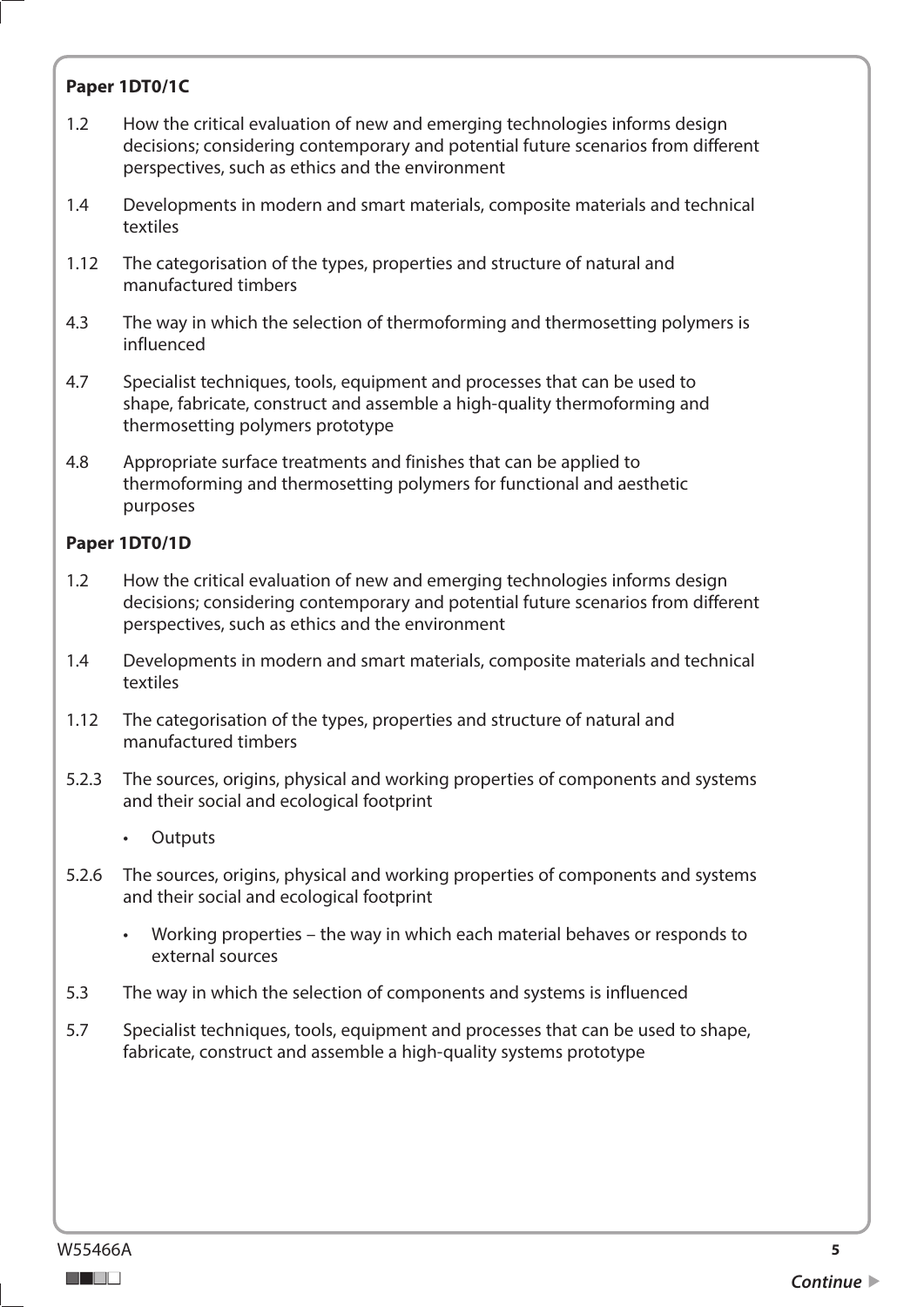**Paper 1DT0/1C**

1.2 How the critical evaluation of new and emerging technologies informs design decisions; considering contemporary and potential future scenarios from different perspectives, such as ethics and the environment

1.4 Developments in modern and smart materials, composite materials and technical textiles

1.12 The categorisation of the types, properties and structure of natural and manufactured timbers

4.3 The way in which the selection of thermoforming and thermosetting polymers is influenced

4.7 Specialist techniques, tools, equipment and processes that can be used to shape, fabricate, construct and assemble a high-quality thermoforming and thermosetting polymers prototype

4.8 Appropriate surface treatments and finishes that can be applied to thermoforming and thermosetting polymers for functional and aesthetic purposes

**Paper 1DT0/1D**

1.2 How the critical evaluation of new and emerging technologies informs design decisions; considering contemporary and potential future scenarios from different perspectives, such as ethics and the environment

1.4 Developments in modern and smart materials, composite materials and technical textiles

1.12 The categorisation of the types, properties and structure of natural and manufactured timbers

5.2.3 The sources, origins, physical and working properties of components and systems and their social and ecological footprint

- Outputs

5.2.6 The sources, origins, physical and working properties of components and systems and their social and ecological footprint

- Working properties – the way in which each material behaves or responds to external sources

5.3 The way in which the selection of components and systems is influenced

5.7 Specialist techniques, tools, equipment and processes that can be used to shape, fabricate, construct and assemble a high-quality systems prototype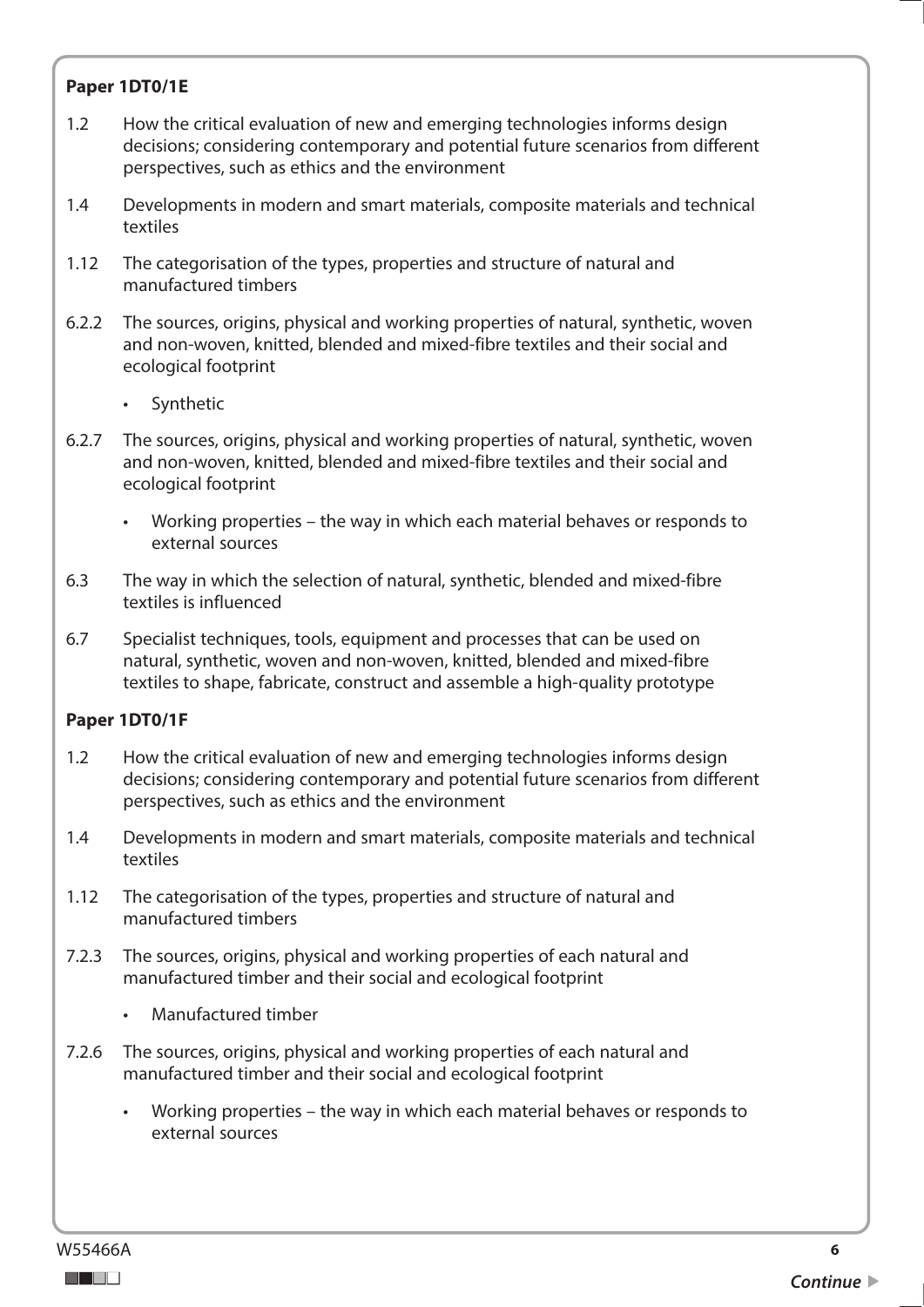**Paper 1DT0/1E**

1.2 How the critical evaluation of new and emerging technologies informs design decisions; considering contemporary and potential future scenarios from different perspectives, such as ethics and the environment

1.4 Developments in modern and smart materials, composite materials and technical textiles

1.12 The categorisation of the types, properties and structure of natural and manufactured timbers

6.2.2 The sources, origins, physical and working properties of natural, synthetic, woven and non-woven, knitted, blended and mixed-fibre textiles and their social and ecological footprint

- Synthetic

6.2.7 The sources, origins, physical and working properties of natural, synthetic, woven and non-woven, knitted, blended and mixed-fibre textiles and their social and ecological footprint

- Working properties – the way in which each material behaves or responds to external sources

6.3 The way in which the selection of natural, synthetic, blended and mixed-fibre textiles is influenced

6.7 Specialist techniques, tools, equipment and processes that can be used on natural, synthetic, woven and non-woven, knitted, blended and mixed-fibre textiles to shape, fabricate, construct and assemble a high-quality prototype

**Paper 1DT0/1F**

1.2 How the critical evaluation of new and emerging technologies informs design decisions; considering contemporary and potential future scenarios from different perspectives, such as ethics and the environment

1.4 Developments in modern and smart materials, composite materials and technical textiles

1.12 The categorisation of the types, properties and structure of natural and manufactured timbers

7.2.3 The sources, origins, physical and working properties of each natural and manufactured timber and their social and ecological footprint

- Manufactured timber

7.2.6 The sources, origins, physical and working properties of each natural and manufactured timber and their social and ecological footprint

- Working properties – the way in which each material behaves or responds to external sources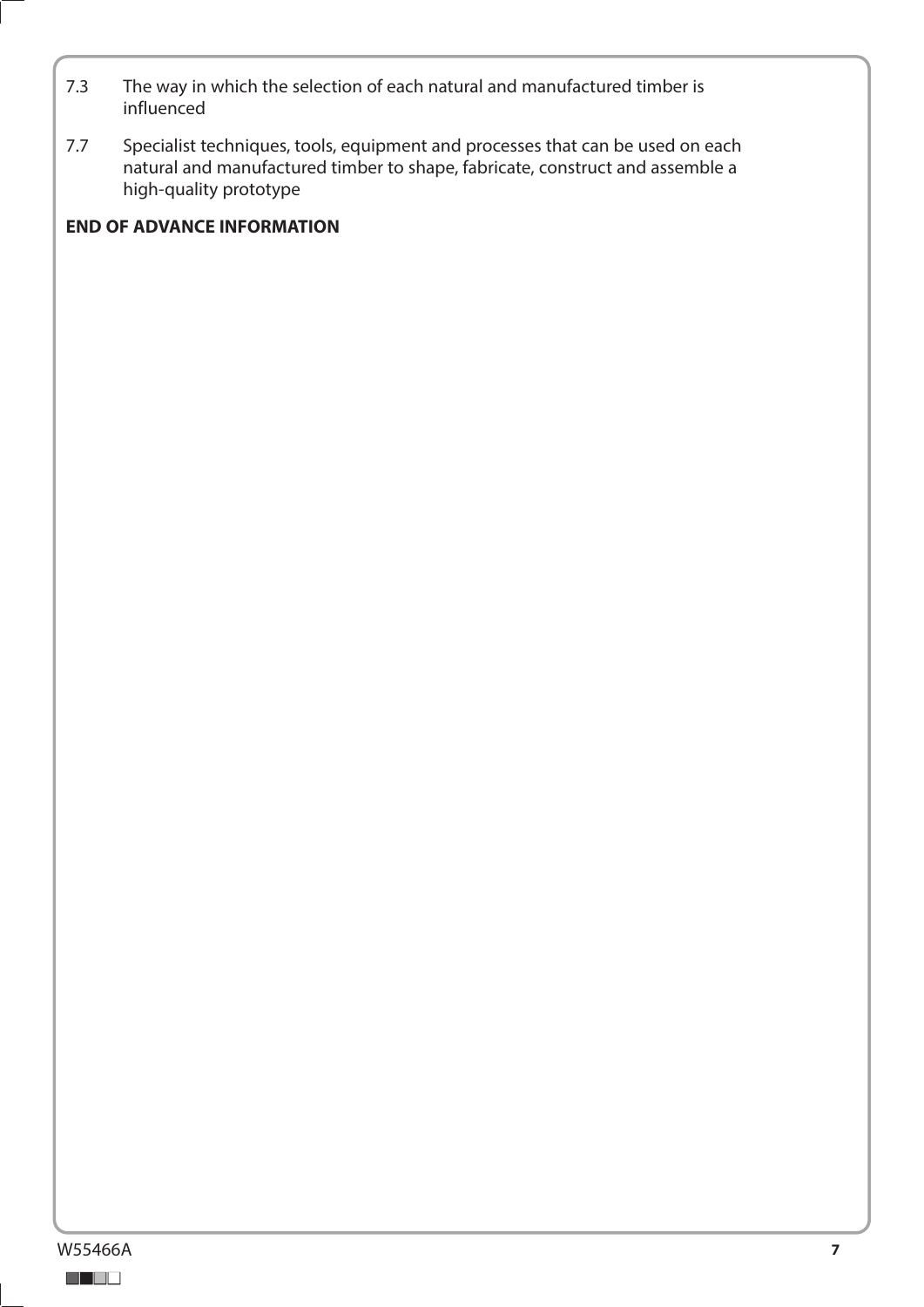7.3 The way in which the selection of each natural and manufactured timber is influenced

7.7 Specialist techniques, tools, equipment and processes that can be used on each natural and manufactured timber to shape, fabricate, construct and assemble a high-quality prototype

**END OF ADVANCE INFORMATION**